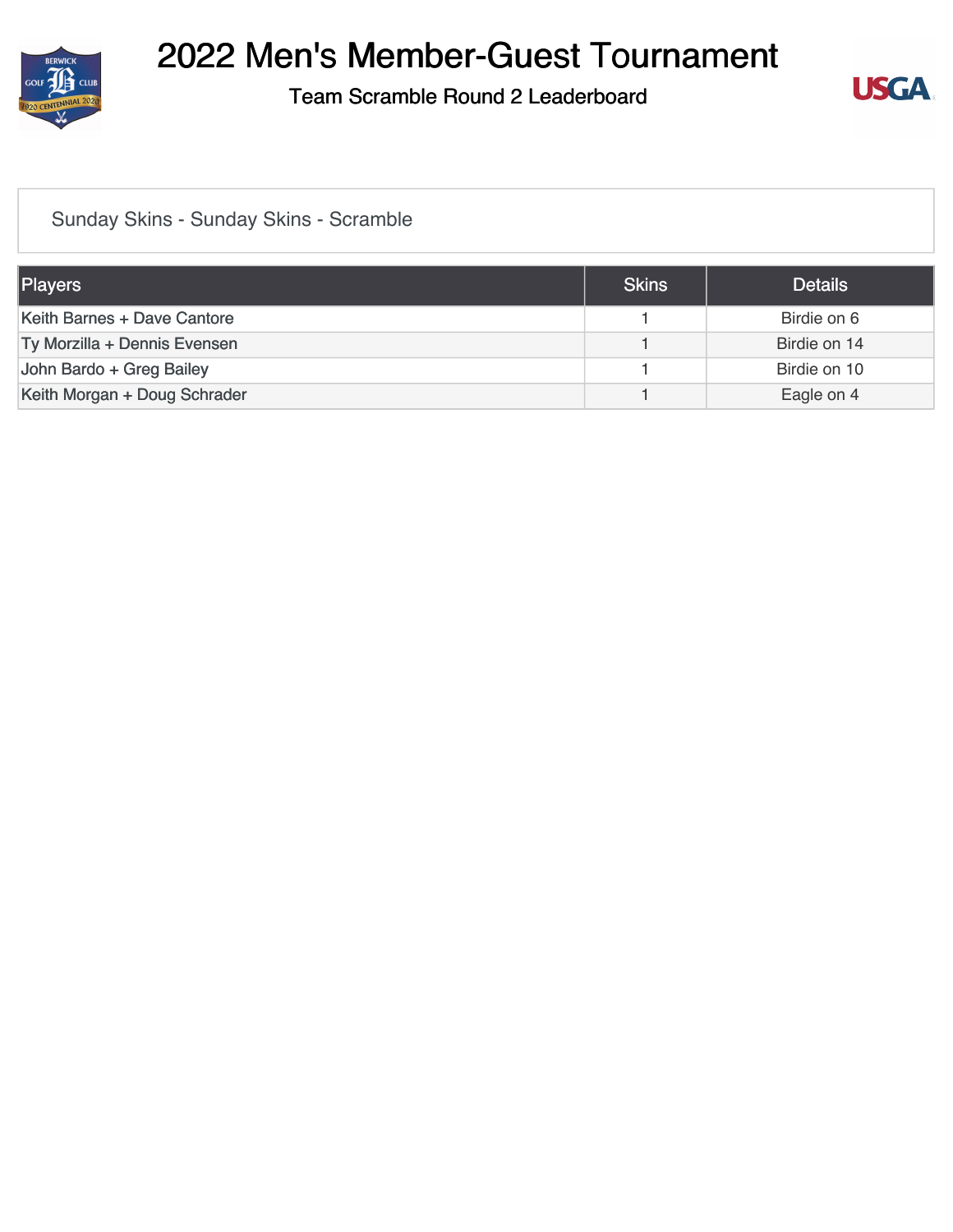# 2022 Men's Member-Guest Tournament

## Team Scramble Round 2 Leaderboard

Sunday Skins - Sunday Skins - Scramble

| Players | Skins | Details |
| --- | --- | --- |
| Keith Barnes + Dave Cantore | 1 | Birdie on 6 |
| Ty Morzilla + Dennis Evensen | 1 | Birdie on 14 |
| John Bardo + Greg Bailey | 1 | Birdie on 10 |
| Keith Morgan + Doug Schrader | 1 | Eagle on 4 |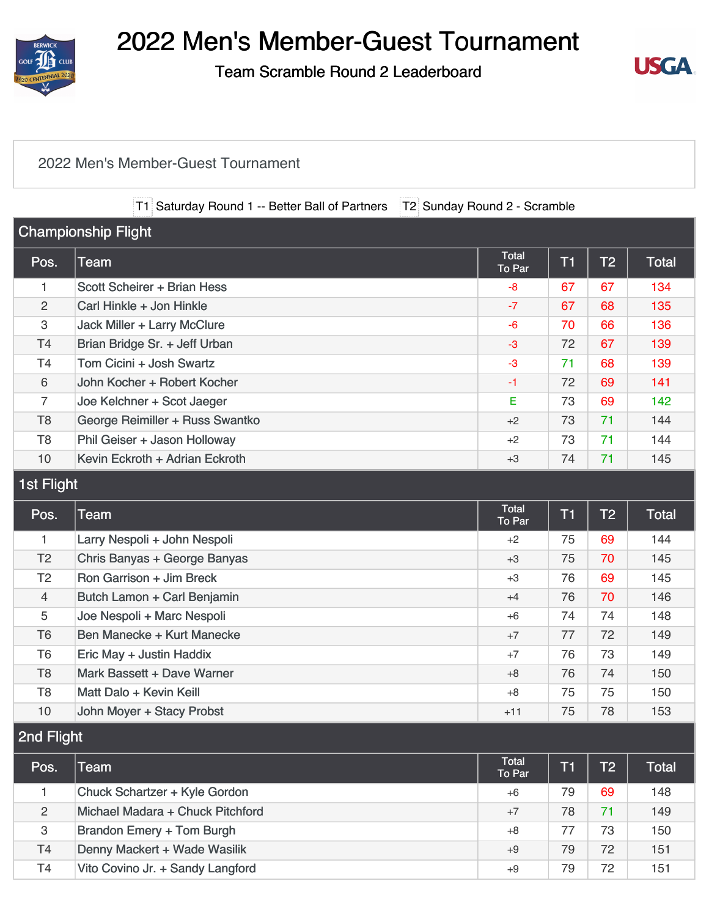# 2022 Men's Member-Guest Tournament

## Team Scramble Round 2 Leaderboard

2022 Men's Member-Guest Tournament

T1 Saturday Round 1 -- Better Ball of Partners T2 Sunday Round 2 - Scramble

### Championship Flight

| Pos. | Team | Total To Par | T1 | T2 | Total |
|---|---|---|---|---|---|
| 1 | Scott Scheirer + Brian Hess | -8 | 67 | 67 | 134 |
| 2 | Carl Hinkle + Jon Hinkle | -7 | 67 | 68 | 135 |
| 3 | Jack Miller + Larry McClure | -6 | 70 | 66 | 136 |
| T4 | Brian Bridge Sr. + Jeff Urban | -3 | 72 | 67 | 139 |
| T4 | Tom Cicini + Josh Swartz | -3 | 71 | 68 | 139 |
| 6 | John Kocher + Robert Kocher | -1 | 72 | 69 | 141 |
| 7 | Joe Kelchner + Scot Jaeger | E | 73 | 69 | 142 |
| T8 | George Reimiller + Russ Swantko | +2 | 73 | 71 | 144 |
| T8 | Phil Geiser + Jason Holloway | +2 | 73 | 71 | 144 |
| 10 | Kevin Eckroth + Adrian Eckroth | +3 | 74 | 71 | 145 |

### 1st Flight

| Pos. | Team | Total To Par | T1 | T2 | Total |
|---|---|---|---|---|---|
| 1 | Larry Nespoli + John Nespoli | +2 | 75 | 69 | 144 |
| T2 | Chris Banyas + George Banyas | +3 | 75 | 70 | 145 |
| T2 | Ron Garrison + Jim Breck | +3 | 76 | 69 | 145 |
| 4 | Butch Lamon + Carl Benjamin | +4 | 76 | 70 | 146 |
| 5 | Joe Nespoli + Marc Nespoli | +6 | 74 | 74 | 148 |
| T6 | Ben Manecke + Kurt Manecke | +7 | 77 | 72 | 149 |
| T6 | Eric May + Justin Haddix | +7 | 76 | 73 | 149 |
| T8 | Mark Bassett + Dave Warner | +8 | 76 | 74 | 150 |
| T8 | Matt Dalo + Kevin Keill | +8 | 75 | 75 | 150 |
| 10 | John Moyer + Stacy Probst | +11 | 75 | 78 | 153 |

### 2nd Flight

| Pos. | Team | Total To Par | T1 | T2 | Total |
|---|---|---|---|---|---|
| 1 | Chuck Schartzer + Kyle Gordon | +6 | 79 | 69 | 148 |
| 2 | Michael Madara + Chuck Pitchford | +7 | 78 | 71 | 149 |
| 3 | Brandon Emery + Tom Burgh | +8 | 77 | 73 | 150 |
| T4 | Denny Mackert + Wade Wasilik | +9 | 79 | 72 | 151 |
| T4 | Vito Covino Jr. + Sandy Langford | +9 | 79 | 72 | 151 |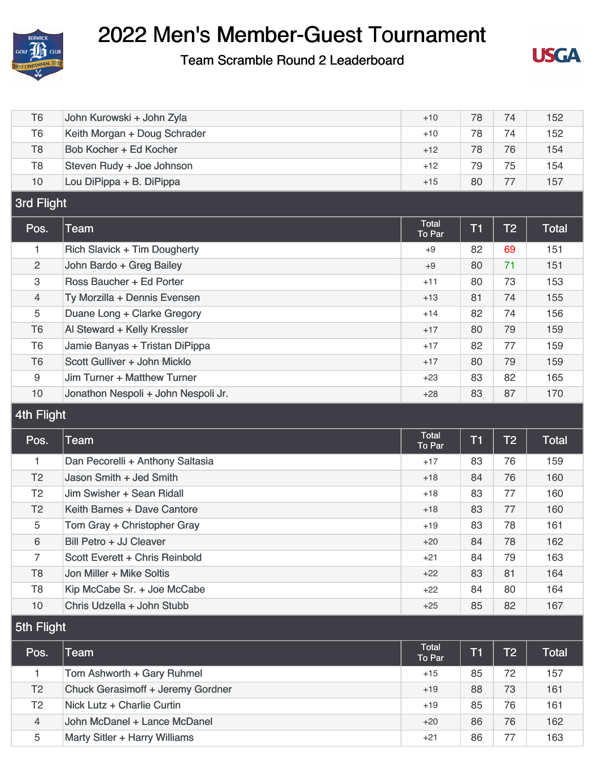# 2022 Men's Member-Guest Tournament

## Team Scramble Round 2 Leaderboard

| Pos. | Team | Total To Par | T1 | T2 | Total |
|---|---|---|---|---|---|
| T6 | John Kurowski + John Zyla | +10 | 78 | 74 | 152 |
| T6 | Keith Morgan + Doug Schrader | +10 | 78 | 74 | 152 |
| T8 | Bob Kocher + Ed Kocher | +12 | 78 | 76 | 154 |
| T8 | Steven Rudy + Joe Johnson | +12 | 79 | 75 | 154 |
| 10 | Lou DiPippa + B. DiPippa | +15 | 80 | 77 | 157 |

## 3rd Flight

| Pos. | Team | Total To Par | T1 | T2 | Total |
|---|---|---|---|---|---|
| 1 | Rich Slavick + Tim Dougherty | +9 | 82 | 69 | 151 |
| 2 | John Bardo + Greg Bailey | +9 | 80 | 71 | 151 |
| 3 | Ross Baucher + Ed Porter | +11 | 80 | 73 | 153 |
| 4 | Ty Morzilla + Dennis Evensen | +13 | 81 | 74 | 155 |
| 5 | Duane Long + Clarke Gregory | +14 | 82 | 74 | 156 |
| T6 | Al Steward + Kelly Kressler | +17 | 80 | 79 | 159 |
| T6 | Jamie Banyas + Tristan DiPippa | +17 | 82 | 77 | 159 |
| T6 | Scott Gulliver + John Micklo | +17 | 80 | 79 | 159 |
| 9 | Jim Turner + Matthew Turner | +23 | 83 | 82 | 165 |
| 10 | Jonathon Nespoli + John Nespoli Jr. | +28 | 83 | 87 | 170 |

## 4th Flight

| Pos. | Team | Total To Par | T1 | T2 | Total |
|---|---|---|---|---|---|
| 1 | Dan Pecorelli + Anthony Saltasia | +17 | 83 | 76 | 159 |
| T2 | Jason Smith + Jed Smith | +18 | 84 | 76 | 160 |
| T2 | Jim Swisher + Sean Ridall | +18 | 83 | 77 | 160 |
| T2 | Keith Barnes + Dave Cantore | +18 | 83 | 77 | 160 |
| 5 | Tom Gray + Christopher Gray | +19 | 83 | 78 | 161 |
| 6 | Bill Petro + JJ Cleaver | +20 | 84 | 78 | 162 |
| 7 | Scott Everett + Chris Reinbold | +21 | 84 | 79 | 163 |
| T8 | Jon Miller + Mike Soltis | +22 | 83 | 81 | 164 |
| T8 | Kip McCabe Sr. + Joe McCabe | +22 | 84 | 80 | 164 |
| 10 | Chris Udzella + John Stubb | +25 | 85 | 82 | 167 |

## 5th Flight

| Pos. | Team | Total To Par | T1 | T2 | Total |
|---|---|---|---|---|---|
| 1 | Tom Ashworth + Gary Ruhmel | +15 | 85 | 72 | 157 |
| T2 | Chuck Gerasimoff + Jeremy Gordner | +19 | 88 | 73 | 161 |
| T2 | Nick Lutz + Charlie Curtin | +19 | 85 | 76 | 161 |
| 4 | John McDanel + Lance McDanel | +20 | 86 | 76 | 162 |
| 5 | Marty Sitler + Harry Williams | +21 | 86 | 77 | 163 |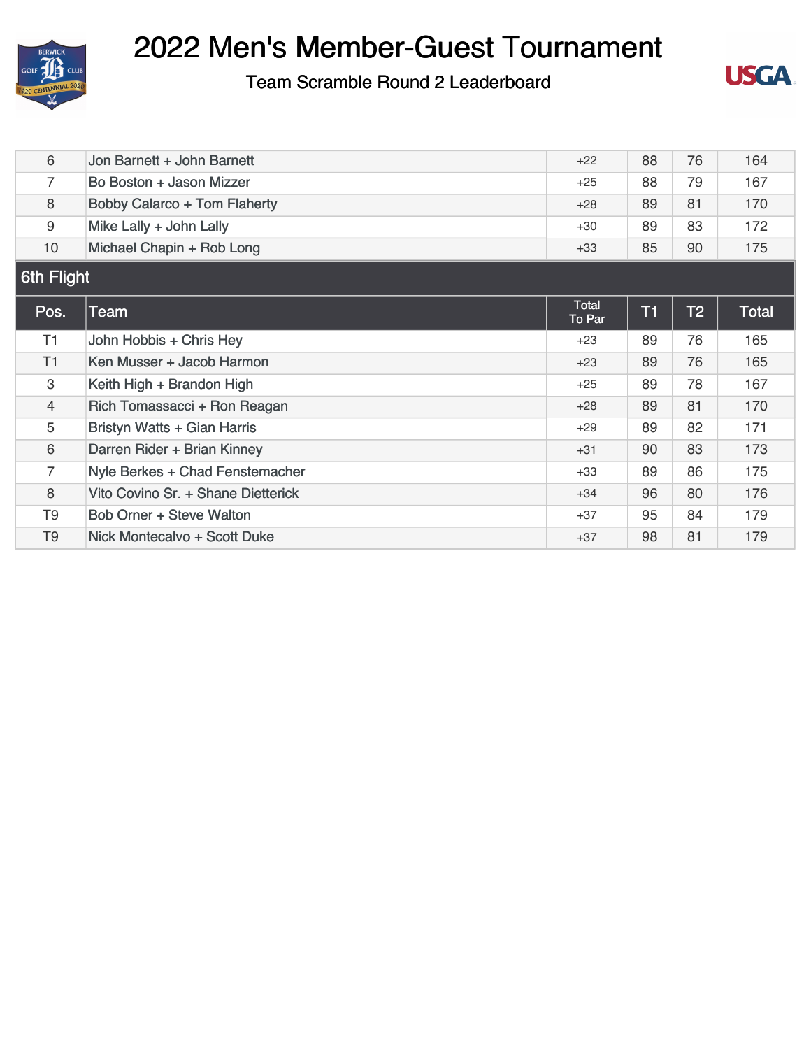# 2022 Men's Member-Guest Tournament

## Team Scramble Round 2 Leaderboard

| | | | | | |
|---|---|---|---|---|---|
| 6 | Jon Barnett + John Barnett | +22 | 88 | 76 | 164 |
| 7 | Bo Boston + Jason Mizzer | +25 | 88 | 79 | 167 |
| 8 | Bobby Calarco + Tom Flaherty | +28 | 89 | 81 | 170 |
| 9 | Mike Lally + John Lally | +30 | 89 | 83 | 172 |
| 10 | Michael Chapin + Rob Long | +33 | 85 | 90 | 175 |

### 6th Flight

| Pos. | Team | Total To Par | T1 | T2 | Total |
|---|---|---|---|---|---|
| T1 | John Hobbis + Chris Hey | +23 | 89 | 76 | 165 |
| T1 | Ken Musser + Jacob Harmon | +23 | 89 | 76 | 165 |
| 3 | Keith High + Brandon High | +25 | 89 | 78 | 167 |
| 4 | Rich Tomassacci + Ron Reagan | +28 | 89 | 81 | 170 |
| 5 | Bristyn Watts + Gian Harris | +29 | 89 | 82 | 171 |
| 6 | Darren Rider + Brian Kinney | +31 | 90 | 83 | 173 |
| 7 | Nyle Berkes + Chad Fenstemacher | +33 | 89 | 86 | 175 |
| 8 | Vito Covino Sr. + Shane Dietterick | +34 | 96 | 80 | 176 |
| T9 | Bob Orner + Steve Walton | +37 | 95 | 84 | 179 |
| T9 | Nick Montecalvo + Scott Duke | +37 | 98 | 81 | 179 |